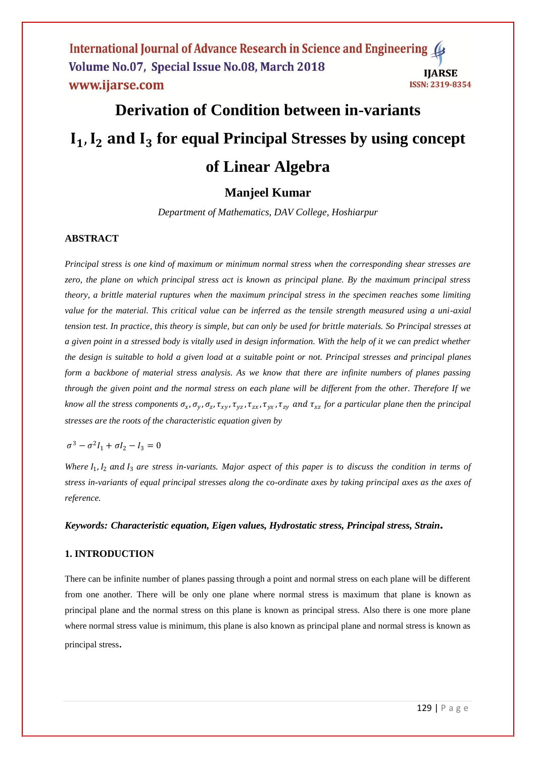# Derivation of Condition between in-variants $I_1, I_2$ and $I_3$ for equal Principal Stresses by using concept of Linear Algebra

**Manjeel Kumar**

*Department of Mathematics, DAV College, Hoshiarpur*

### ABSTRACT

*Principal stress is one kind of maximum or minimum normal stress when the corresponding shear stresses are zero, the plane on which principal stress act is known as principal plane. By the maximum principal stress theory, a brittle material ruptures when the maximum principal stress in the specimen reaches some limiting value for the material. This critical value can be inferred as the tensile strength measured using a uni-axial tension test. In practice, this theory is simple, but can only be used for brittle materials. So Principal stresses at a given point in a stressed body is vitally used in design information. With the help of it we can predict whether the design is suitable to hold a given load at a suitable point or not. Principal stresses and principal planes form a backbone of material stress analysis. As we know that there are infinite numbers of planes passing through the given point and the normal stress on each plane will be different from the other. Therefore If we know all the stress components* $\sigma_x, \sigma_y, \sigma_z, \tau_{xy}, \tau_{yz}, \tau_{zx}, \tau_{yx}, \tau_{zy}$ *and* $\tau_{xz}$ *for a particular plane then the principal stresses are the roots of the characteristic equation given by*

$$\sigma^3 - \sigma^2 I_1 + \sigma I_2 - I_3 = 0$$

*Where* $I_1, I_2$ *and* $I_3$ *are stress in-variants. Major aspect of this paper is to discuss the condition in terms of stress in-variants of equal principal stresses along the co-ordinate axes by taking principal axes as the axes of reference.*

***Keywords: Characteristic equation, Eigen values, Hydrostatic stress, Principal stress, Strain.***

### 1. INTRODUCTION

There can be infinite number of planes passing through a point and normal stress on each plane will be different from one another. There will be only one plane where normal stress is maximum that plane is known as principal plane and the normal stress on this plane is known as principal stress. Also there is one more plane where normal stress value is minimum, this plane is also known as principal plane and normal stress is known as principal stress.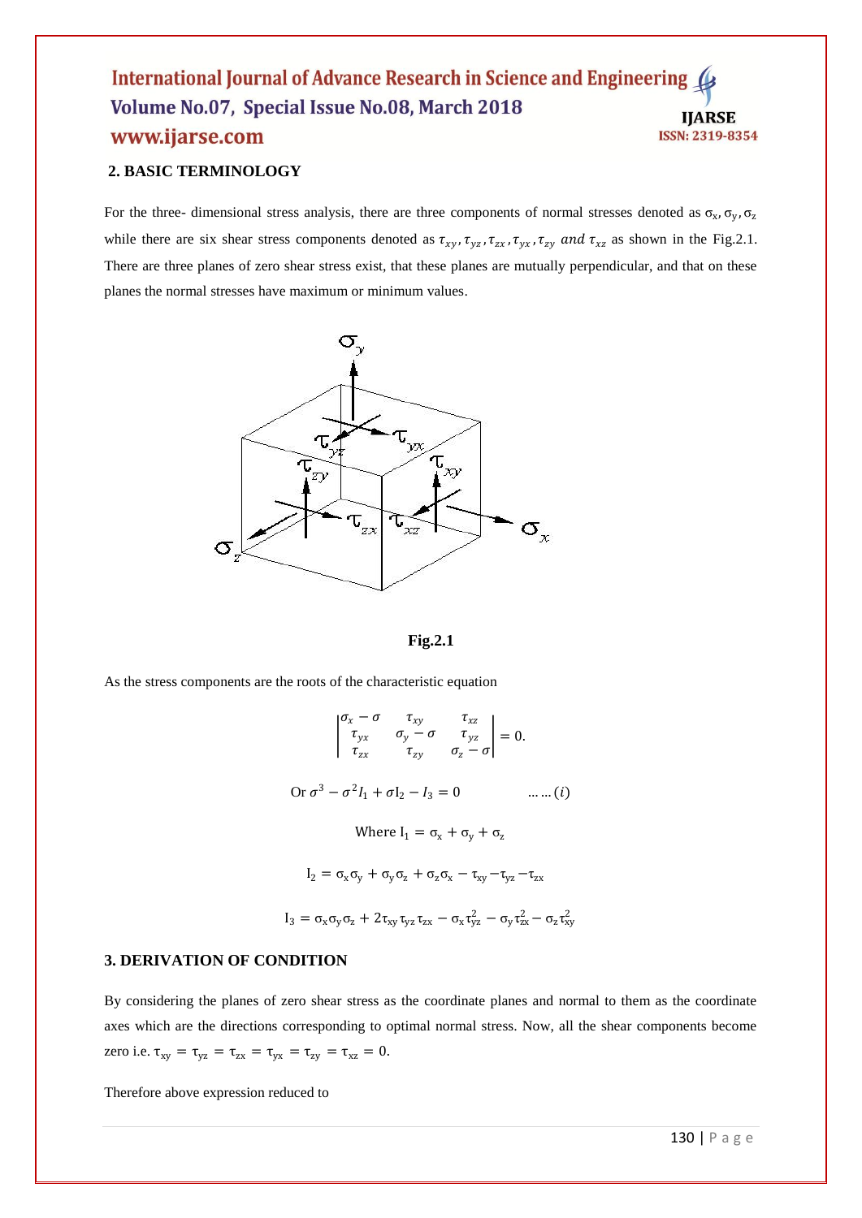## 2. BASIC TERMINOLOGY

For the three- dimensional stress analysis, there are three components of normal stresses denoted as $\sigma_x, \sigma_y, \sigma_z$ while there are six shear stress components denoted as $\tau_{xy}, \tau_{yz}, \tau_{zx}, \tau_{yx}, \tau_{zy}$ *and* $\tau_{xz}$ as shown in the Fig.2.1. There are three planes of zero shear stress exist, that these planes are mutually perpendicular, and that on these planes the normal stresses have maximum or minimum values.

**Fig.2.1**

As the stress components are the roots of the characteristic equation

$$\begin{vmatrix} \sigma_x - \sigma & \tau_{xy} & \tau_{xz} \\ \tau_{yx} & \sigma_y - \sigma & \tau_{yz} \\ \tau_{zx} & \tau_{zy} & \sigma_z - \sigma \end{vmatrix} = 0.$$

$$\text{Or } \sigma^3 - \sigma^2 I_1 + \sigma I_2 - I_3 = 0 \qquad \ldots\ldots(i)$$

$$\text{Where } I_1 = \sigma_x + \sigma_y + \sigma_z$$

$$I_2 = \sigma_x\sigma_y + \sigma_y\sigma_z + \sigma_z\sigma_x - \tau_{xy} - \tau_{yz} - \tau_{zx}$$

$$I_3 = \sigma_x\sigma_y\sigma_z + 2\tau_{xy}\tau_{yz}\tau_{zx} - \sigma_x\tau_{yz}^2 - \sigma_y\tau_{zx}^2 - \sigma_z\tau_{xy}^2$$

## 3. DERIVATION OF CONDITION

By considering the planes of zero shear stress as the coordinate planes and normal to them as the coordinate axes which are the directions corresponding to optimal normal stress. Now, all the shear components become zero i.e. $\tau_{xy} = \tau_{yz} = \tau_{zx} = \tau_{yx} = \tau_{zy} = \tau_{xz} = 0$.

Therefore above expression reduced to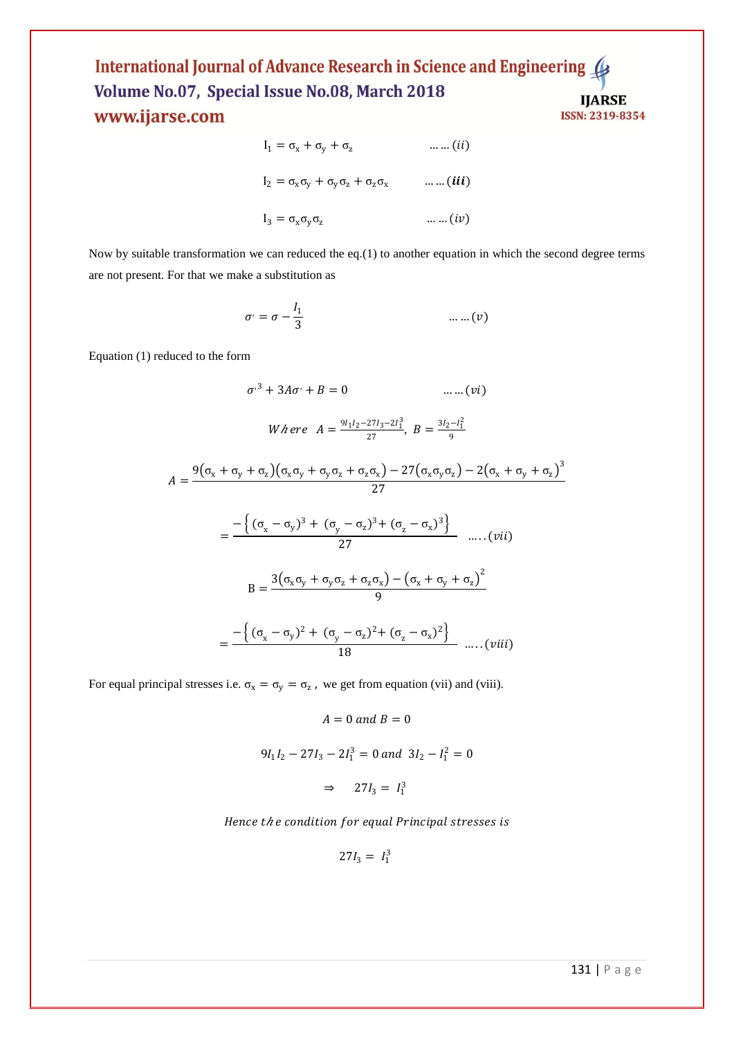$$I_1 = \sigma_x + \sigma_y + \sigma_z \qquad \ldots\ldots(ii)$$

$$I_2 = \sigma_x\sigma_y + \sigma_y\sigma_z + \sigma_z\sigma_x \qquad \ldots\ldots(\boldsymbol{iii})$$

$$I_3 = \sigma_x\sigma_y\sigma_z \qquad \ldots\ldots(iv)$$

Now by suitable transformation we can reduced the eq.(1) to another equation in which the second degree terms are not present. For that we make a substitution as

$$\sigma' = \sigma - \frac{I_1}{3} \qquad \ldots\ldots(v)$$

Equation (1) reduced to the form

$$\sigma'^3 + 3A\sigma' + B = 0 \qquad \ldots\ldots(vi)$$

$$Where\;\; A = \frac{9I_1I_2 - 27I_3 - 2I_1^3}{27},\; B = \frac{3I_2 - I_1^2}{9}$$

$$A = \frac{9(\sigma_x + \sigma_y + \sigma_z)(\sigma_x\sigma_y + \sigma_y\sigma_z + \sigma_z\sigma_x) - 27(\sigma_x\sigma_y\sigma_z) - 2(\sigma_x + \sigma_y + \sigma_z)^3}{27}$$

$$= \frac{-\left\{(\sigma_x - \sigma_y)^3 + (\sigma_y - \sigma_z)^3 + (\sigma_z - \sigma_x)^3\right\}}{27} \qquad \ldots..(vii)$$

$$B = \frac{3(\sigma_x\sigma_y + \sigma_y\sigma_z + \sigma_z\sigma_x) - (\sigma_x + \sigma_y + \sigma_z)^2}{9}$$

$$= \frac{-\left\{(\sigma_x - \sigma_y)^2 + (\sigma_y - \sigma_z)^2 + (\sigma_z - \sigma_x)^2\right\}}{18} \qquad \ldots..(viii)$$

For equal principal stresses i.e. $\sigma_x = \sigma_y = \sigma_z$, we get from equation (vii) and (viii).

$$A = 0 \; and \; B = 0$$

$$9I_1I_2 - 27I_3 - 2I_1^3 = 0 \; and \; 3I_2 - I_1^2 = 0$$

$$\Rightarrow \quad 27I_3 = I_1^3$$

*Hence the condition for equal Principal stresses is*

$$27I_3 = I_1^3$$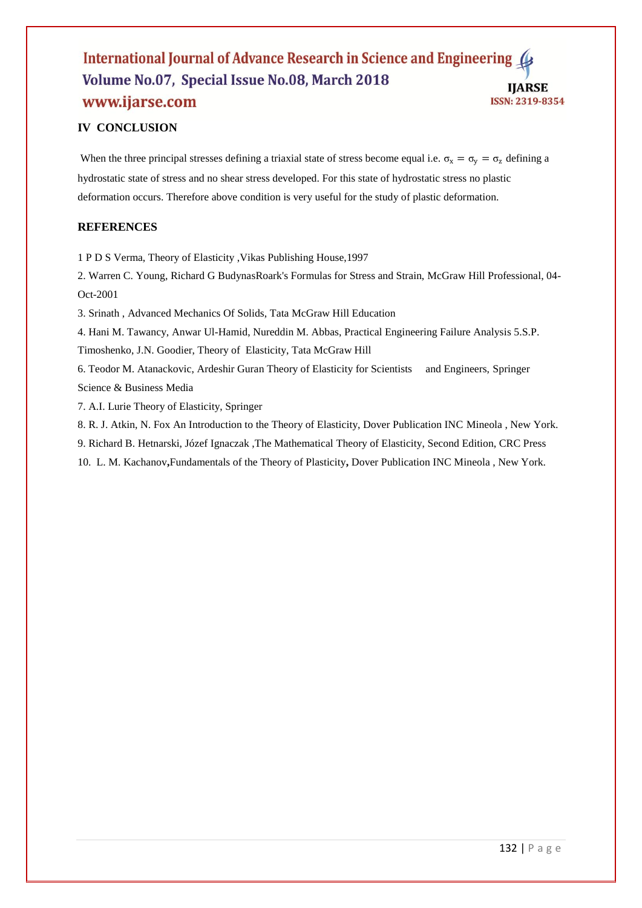## IV CONCLUSION

When the three principal stresses defining a triaxial state of stress become equal i.e. $\sigma_x = \sigma_y = \sigma_z$ defining a hydrostatic state of stress and no shear stress developed. For this state of hydrostatic stress no plastic deformation occurs. Therefore above condition is very useful for the study of plastic deformation.

## REFERENCES

1 P D S Verma, Theory of Elasticity ,Vikas Publishing House,1997

2. Warren C. Young, Richard G BudynasRoark's Formulas for Stress and Strain, McGraw Hill Professional, 04-Oct-2001

3. Srinath , Advanced Mechanics Of Solids, Tata McGraw Hill Education

4. Hani M. Tawancy, Anwar Ul-Hamid, Nureddin M. Abbas, Practical Engineering Failure Analysis 5.S.P. Timoshenko, J.N. Goodier, Theory of Elasticity, Tata McGraw Hill

6. Teodor M. Atanackovic, Ardeshir Guran Theory of Elasticity for Scientists and Engineers, Springer Science & Business Media

7. A.I. Lurie Theory of Elasticity, Springer

8. R. J. Atkin, N. Fox An Introduction to the Theory of Elasticity, Dover Publication INC Mineola , New York.

9. Richard B. Hetnarski, Józef Ignaczak ,The Mathematical Theory of Elasticity, Second Edition, CRC Press

10. L. M. Kachanov**,**Fundamentals of the Theory of Plasticity**,** Dover Publication INC Mineola , New York.